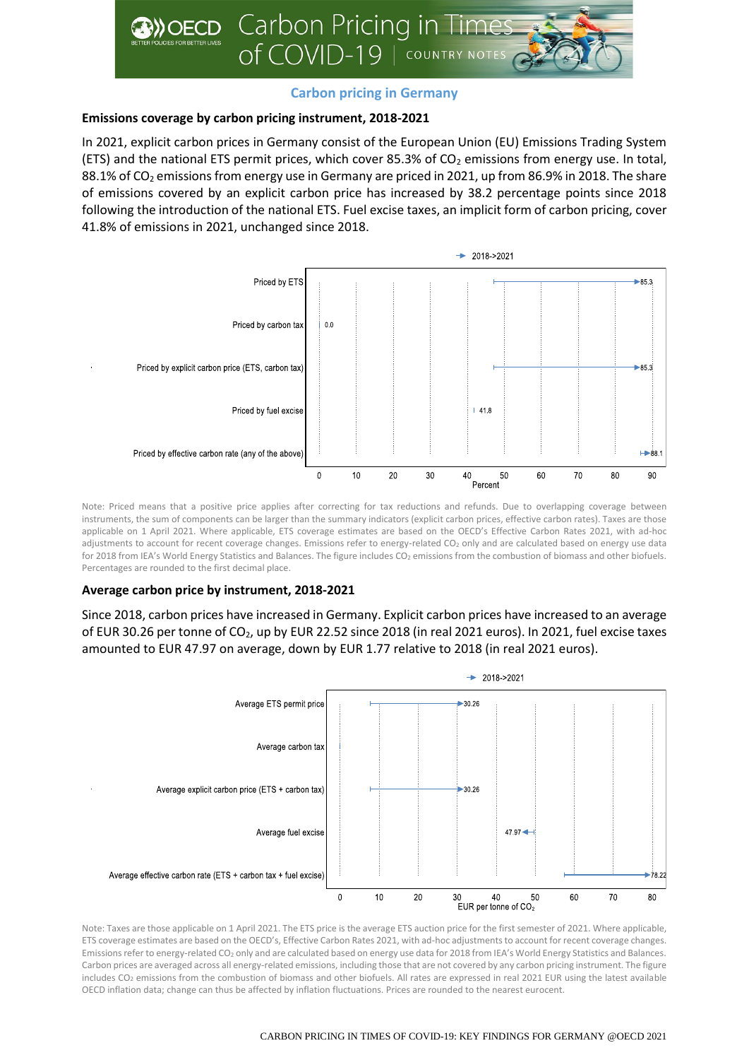# Carbon Pricing in Times of COVID-19 | COUNTRY NOTES

## Carbon pricing in Germany

### Emissions coverage by carbon pricing instrument, 2018-2021

In 2021, explicit carbon prices in Germany consist of the European Union (EU) Emissions Trading System (ETS) and the national ETS permit prices, which cover 85.3% of $CO_2$ emissions from energy use. In total, 88.1% of $CO_2$ emissions from energy use in Germany are priced in 2021, up from 86.9% in 2018. The share of emissions covered by an explicit carbon price has increased by 38.2 percentage points since 2018 following the introduction of the national ETS. Fuel excise taxes, an implicit form of carbon pricing, cover 41.8% of emissions in 2021, unchanged since 2018.

| | 2021 (Percent) |
|---|---|
| Priced by ETS | 85.3 |
| Priced by carbon tax | 0.0 |
| Priced by explicit carbon price (ETS, carbon tax) | 85.3 |
| Priced by fuel excise | 41.8 |
| Priced by effective carbon rate (any of the above) | 88.1 |

Note: Priced means that a positive price applies after correcting for tax reductions and refunds. Due to overlapping coverage between instruments, the sum of components can be larger than the summary indicators (explicit carbon prices, effective carbon rates). Taxes are those applicable on 1 April 2021. Where applicable, ETS coverage estimates are based on the OECD's Effective Carbon Rates 2021, with ad-hoc adjustments to account for recent coverage changes. Emissions refer to energy-related $CO_2$ only and are calculated based on energy use data for 2018 from IEA's World Energy Statistics and Balances. The figure includes $CO_2$ emissions from the combustion of biomass and other biofuels. Percentages are rounded to the first decimal place.

### Average carbon price by instrument, 2018-2021

Since 2018, carbon prices have increased in Germany. Explicit carbon prices have increased to an average of EUR 30.26 per tonne of $CO_2$, up by EUR 22.52 since 2018 (in real 2021 euros). In 2021, fuel excise taxes amounted to EUR 47.97 on average, down by EUR 1.77 relative to 2018 (in real 2021 euros).

| | 2021 (EUR per tonne of $CO_2$) |
|---|---|
| Average ETS permit price | 30.26 |
| Average carbon tax | |
| Average explicit carbon price (ETS + carbon tax) | 30.26 |
| Average fuel excise | 47.97 |
| Average effective carbon rate (ETS + carbon tax + fuel excise) | 78.22 |

Note: Taxes are those applicable on 1 April 2021. The ETS price is the average ETS auction price for the first semester of 2021. Where applicable, ETS coverage estimates are based on the OECD's, Effective Carbon Rates 2021, with ad-hoc adjustments to account for recent coverage changes. Emissions refer to energy-related $CO_2$ only and are calculated based on energy use data for 2018 from IEA's World Energy Statistics and Balances. Carbon prices are averaged across all energy-related emissions, including those that are not covered by any carbon pricing instrument. The figure includes $CO_2$ emissions from the combustion of biomass and other biofuels. All rates are expressed in real 2021 EUR using the latest available OECD inflation data; change can thus be affected by inflation fluctuations. Prices are rounded to the nearest eurocent.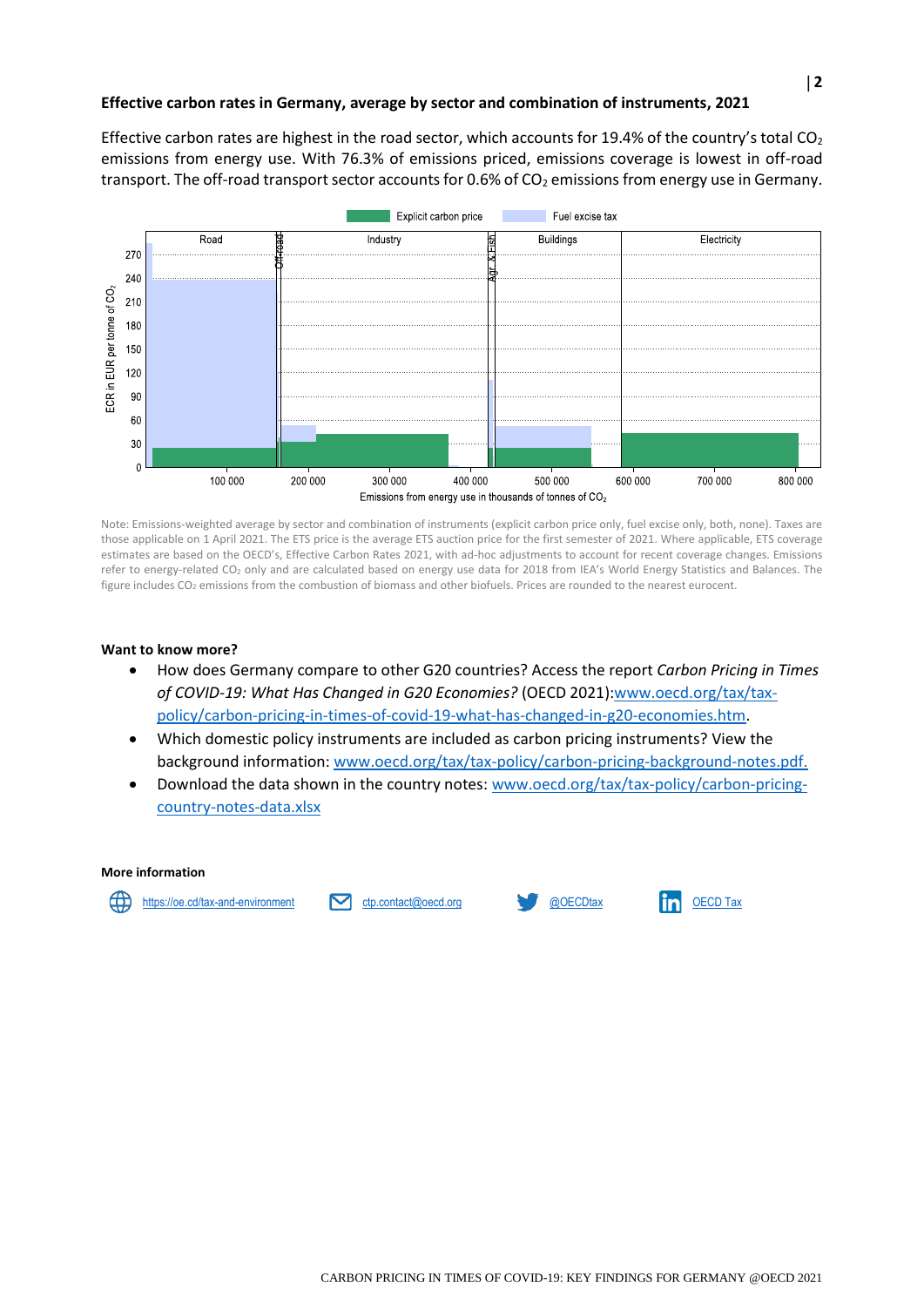**Effective carbon rates in Germany, average by sector and combination of instruments, 2021**

Effective carbon rates are highest in the road sector, which accounts for 19.4% of the country's total $CO_2$ emissions from energy use. With 76.3% of emissions priced, emissions coverage is lowest in off-road transport. The off-road transport sector accounts for 0.6% of $CO_2$ emissions from energy use in Germany.

Explicit carbon price
Fuel excise tax

Road
Off-road
Industry
Agr. & Fish.
Buildings
Electricity

ECR in EUR per tonne of $CO_2$

270
240
210
180
150
120
90
60
30
0

100 000
200 000
300 000
400 000
500 000
600 000
700 000
800 000

Emissions from energy use in thousands of tonnes of $CO_2$

Note: Emissions-weighted average by sector and combination of instruments (explicit carbon price only, fuel excise only, both, none). Taxes are those applicable on 1 April 2021. The ETS price is the average ETS auction price for the first semester of 2021. Where applicable, ETS coverage estimates are based on the OECD's, Effective Carbon Rates 2021, with ad-hoc adjustments to account for recent coverage changes. Emissions refer to energy-related $CO_2$ only and are calculated based on energy use data for 2018 from IEA's World Energy Statistics and Balances. The figure includes $CO_2$ emissions from the combustion of biomass and other biofuels. Prices are rounded to the nearest eurocent.

**Want to know more?**

- How does Germany compare to other G20 countries? Access the report *Carbon Pricing in Times of COVID-19: What Has Changed in G20 Economies?* (OECD 2021): www.oecd.org/tax/tax-policy/carbon-pricing-in-times-of-covid-19-what-has-changed-in-g20-economies.htm.
- Which domestic policy instruments are included as carbon pricing instruments? View the background information: www.oecd.org/tax/tax-policy/carbon-pricing-background-notes.pdf.
- Download the data shown in the country notes: www.oecd.org/tax/tax-policy/carbon-pricing-country-notes-data.xlsx

**More information**

https://oe.cd/tax-and-environment | ctp.contact@oecd.org | @OECDtax | OECD Tax